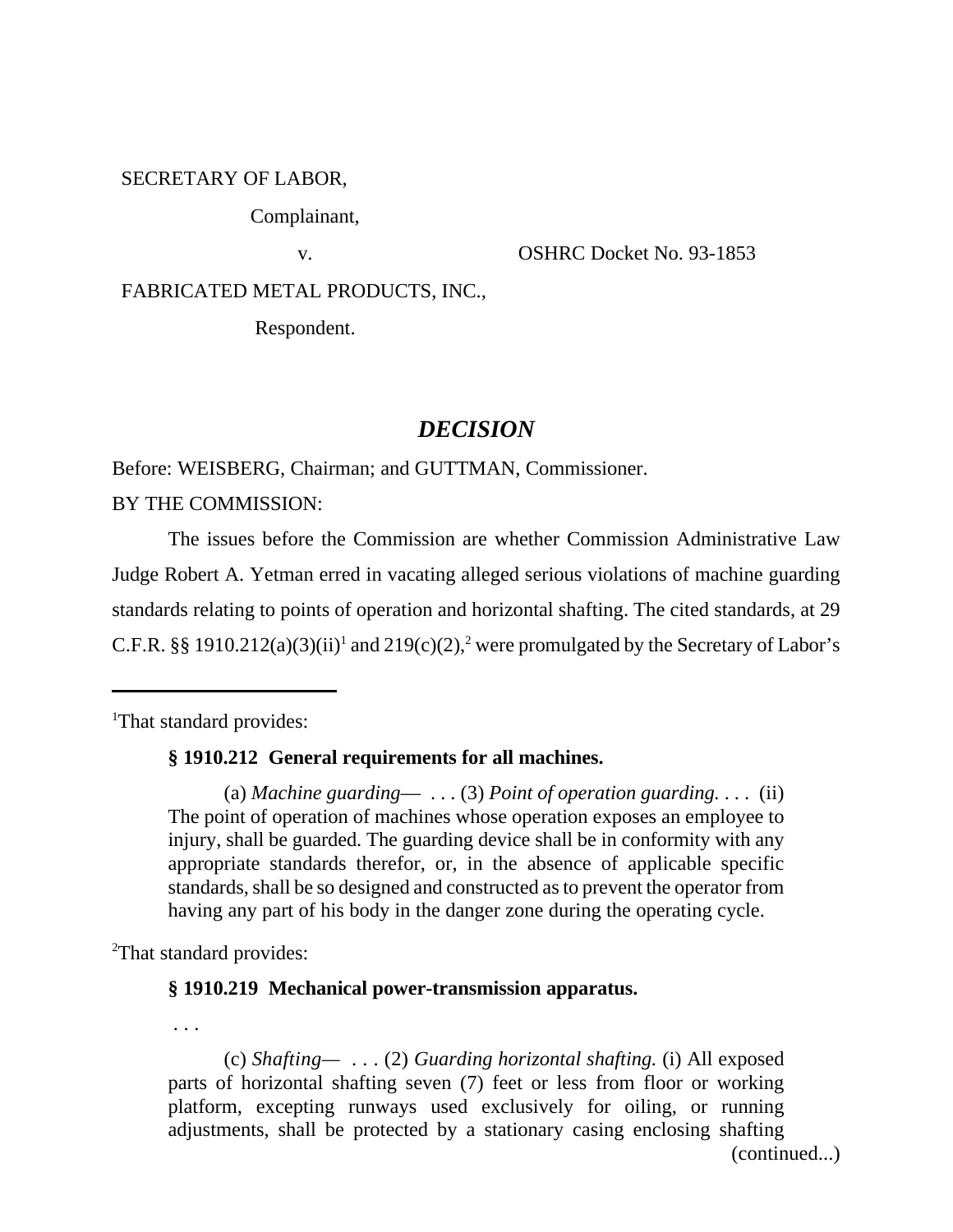SECRETARY OF LABOR,

Complainant,

v. OSHRC Docket No. 93-1853

FABRICATED METAL PRODUCTS, INC.,

Respondent.

# *DECISION*

Before: WEISBERG, Chairman; and GUTTMAN, Commissioner.

BY THE COMMISSION:

The issues before the Commission are whether Commission Administrative Law Judge Robert A. Yetman erred in vacating alleged serious violations of machine guarding standards relating to points of operation and horizontal shafting. The cited standards, at 29 C.F.R. §§ 1910.212(a)(3)(ii)[1] and 219(c)(2),[2] were promulgated by the Secretary of Labor's

---

[1]That standard provides:

> **§ 1910.212 General requirements for all machines.**
>
> (a) *Machine guarding*— . . . (3) *Point of operation guarding.* . . . (ii) The point of operation of machines whose operation exposes an employee to injury, shall be guarded. The guarding device shall be in conformity with any appropriate standards therefor, or, in the absence of applicable specific standards, shall be so designed and constructed as to prevent the operator from having any part of his body in the danger zone during the operating cycle.

[2]That standard provides:

> **§ 1910.219 Mechanical power-transmission apparatus.**
>
> . . .
>
> (c) *Shafting*— . . . (2) *Guarding horizontal shafting.* (i) All exposed parts of horizontal shafting seven (7) feet or less from floor or working platform, excepting runways used exclusively for oiling, or running adjustments, shall be protected by a stationary casing enclosing shafting
>
> (continued...)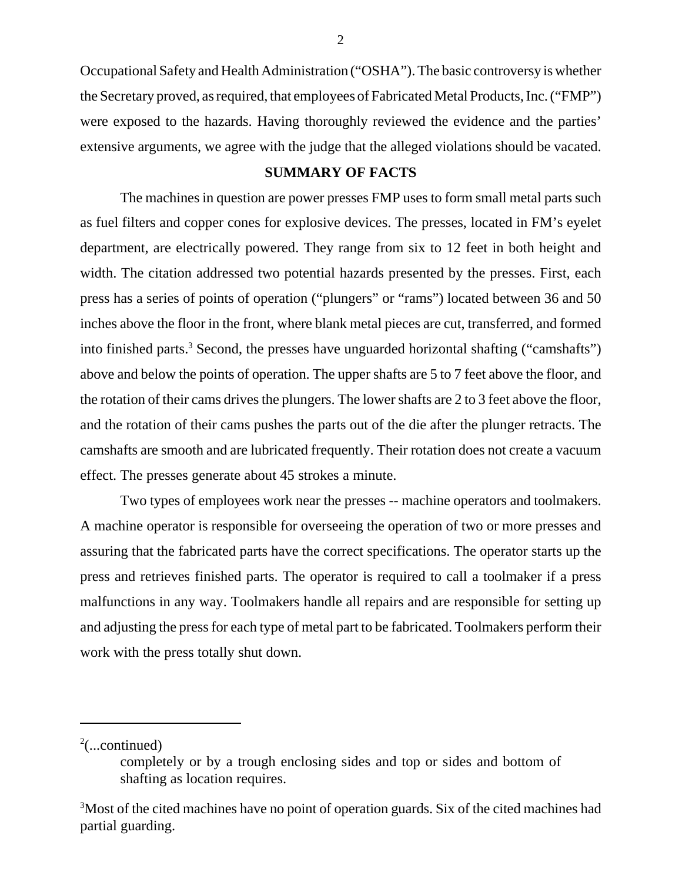Occupational Safety and Health Administration ("OSHA"). The basic controversy is whether the Secretary proved, as required, that employees of Fabricated Metal Products, Inc. ("FMP") were exposed to the hazards. Having thoroughly reviewed the evidence and the parties' extensive arguments, we agree with the judge that the alleged violations should be vacated.

## SUMMARY OF FACTS

The machines in question are power presses FMP uses to form small metal parts such as fuel filters and copper cones for explosive devices. The presses, located in FM's eyelet department, are electrically powered. They range from six to 12 feet in both height and width. The citation addressed two potential hazards presented by the presses. First, each press has a series of points of operation ("plungers" or "rams") located between 36 and 50 inches above the floor in the front, where blank metal pieces are cut, transferred, and formed into finished parts.[3] Second, the presses have unguarded horizontal shafting ("camshafts") above and below the points of operation. The upper shafts are 5 to 7 feet above the floor, and the rotation of their cams drives the plungers. The lower shafts are 2 to 3 feet above the floor, and the rotation of their cams pushes the parts out of the die after the plunger retracts. The camshafts are smooth and are lubricated frequently. Their rotation does not create a vacuum effect. The presses generate about 45 strokes a minute.

Two types of employees work near the presses -- machine operators and toolmakers. A machine operator is responsible for overseeing the operation of two or more presses and assuring that the fabricated parts have the correct specifications. The operator starts up the press and retrieves finished parts. The operator is required to call a toolmaker if a press malfunctions in any way. Toolmakers handle all repairs and are responsible for setting up and adjusting the press for each type of metal part to be fabricated. Toolmakers perform their work with the press totally shut down.

---

[2](...continued)

completely or by a trough enclosing sides and top or sides and bottom of shafting as location requires.

[3]Most of the cited machines have no point of operation guards. Six of the cited machines had partial guarding.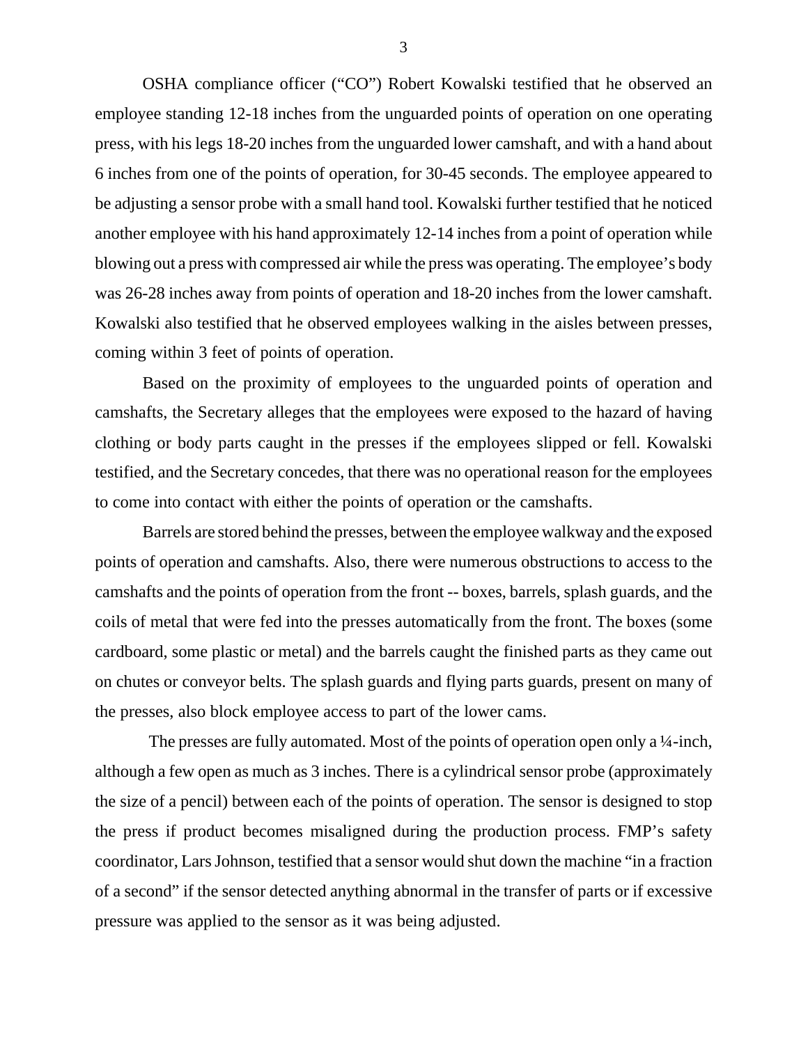OSHA compliance officer ("CO") Robert Kowalski testified that he observed an employee standing 12-18 inches from the unguarded points of operation on one operating press, with his legs 18-20 inches from the unguarded lower camshaft, and with a hand about 6 inches from one of the points of operation, for 30-45 seconds. The employee appeared to be adjusting a sensor probe with a small hand tool. Kowalski further testified that he noticed another employee with his hand approximately 12-14 inches from a point of operation while blowing out a press with compressed air while the press was operating. The employee's body was 26-28 inches away from points of operation and 18-20 inches from the lower camshaft. Kowalski also testified that he observed employees walking in the aisles between presses, coming within 3 feet of points of operation.

Based on the proximity of employees to the unguarded points of operation and camshafts, the Secretary alleges that the employees were exposed to the hazard of having clothing or body parts caught in the presses if the employees slipped or fell. Kowalski testified, and the Secretary concedes, that there was no operational reason for the employees to come into contact with either the points of operation or the camshafts.

Barrels are stored behind the presses, between the employee walkway and the exposed points of operation and camshafts. Also, there were numerous obstructions to access to the camshafts and the points of operation from the front -- boxes, barrels, splash guards, and the coils of metal that were fed into the presses automatically from the front. The boxes (some cardboard, some plastic or metal) and the barrels caught the finished parts as they came out on chutes or conveyor belts. The splash guards and flying parts guards, present on many of the presses, also block employee access to part of the lower cams.

The presses are fully automated. Most of the points of operation open only a ¼-inch, although a few open as much as 3 inches. There is a cylindrical sensor probe (approximately the size of a pencil) between each of the points of operation. The sensor is designed to stop the press if product becomes misaligned during the production process. FMP's safety coordinator, Lars Johnson, testified that a sensor would shut down the machine "in a fraction of a second" if the sensor detected anything abnormal in the transfer of parts or if excessive pressure was applied to the sensor as it was being adjusted.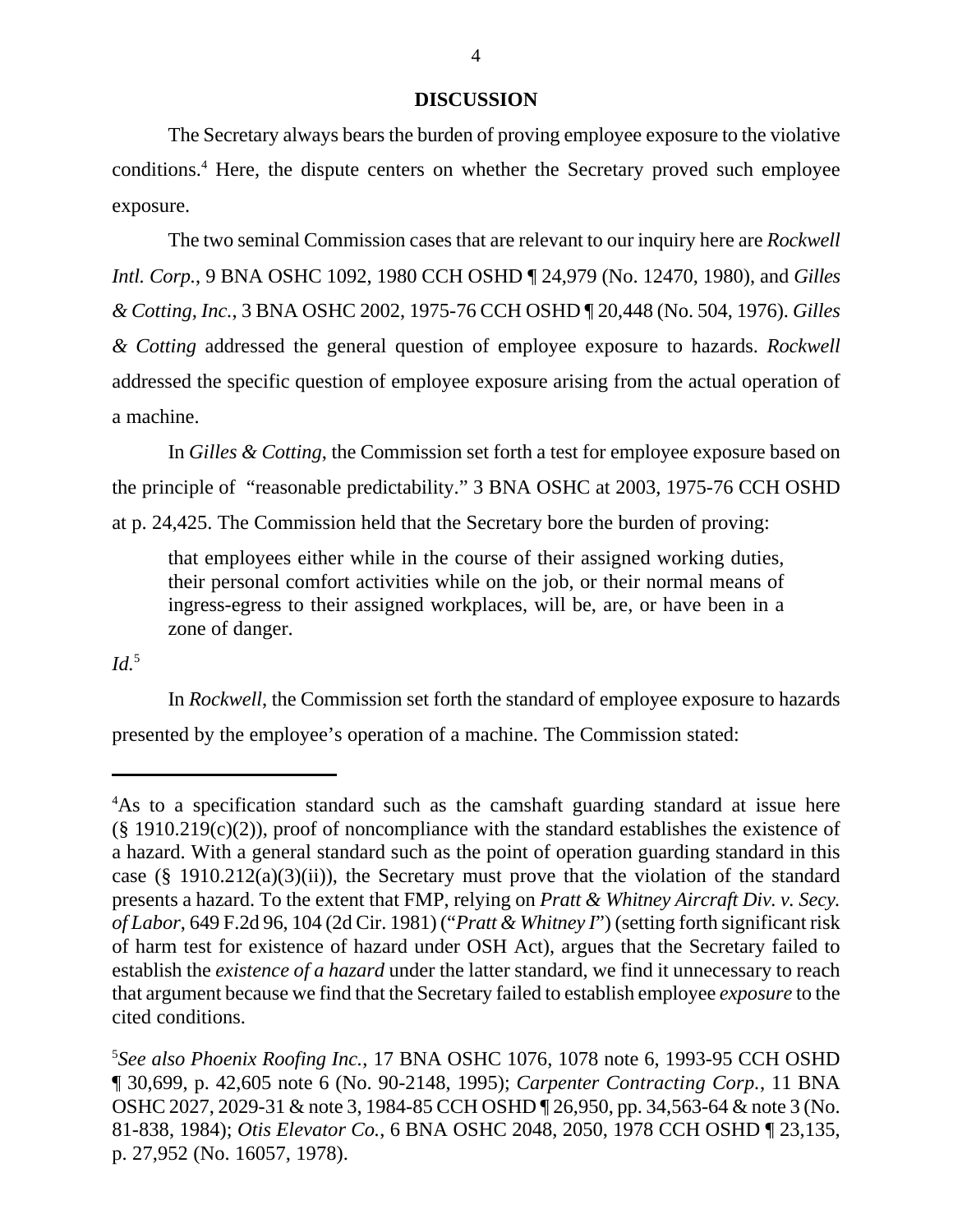## DISCUSSION

The Secretary always bears the burden of proving employee exposure to the violative conditions.[4] Here, the dispute centers on whether the Secretary proved such employee exposure.

The two seminal Commission cases that are relevant to our inquiry here are *Rockwell Intl. Corp.*, 9 BNA OSHC 1092, 1980 CCH OSHD ¶ 24,979 (No. 12470, 1980), and *Gilles & Cotting, Inc.*, 3 BNA OSHC 2002, 1975-76 CCH OSHD ¶ 20,448 (No. 504, 1976). *Gilles & Cotting* addressed the general question of employee exposure to hazards. *Rockwell* addressed the specific question of employee exposure arising from the actual operation of a machine.

In *Gilles & Cotting*, the Commission set forth a test for employee exposure based on the principle of "reasonable predictability." 3 BNA OSHC at 2003, 1975-76 CCH OSHD at p. 24,425. The Commission held that the Secretary bore the burden of proving:

> that employees either while in the course of their assigned working duties, their personal comfort activities while on the job, or their normal means of ingress-egress to their assigned workplaces, will be, are, or have been in a zone of danger.

*Id.*[5]

In *Rockwell*, the Commission set forth the standard of employee exposure to hazards presented by the employee's operation of a machine. The Commission stated:

---

[4]As to a specification standard such as the camshaft guarding standard at issue here (§ 1910.219(c)(2)), proof of noncompliance with the standard establishes the existence of a hazard. With a general standard such as the point of operation guarding standard in this case (§ 1910.212(a)(3)(ii)), the Secretary must prove that the violation of the standard presents a hazard. To the extent that FMP, relying on *Pratt & Whitney Aircraft Div. v. Secy. of Labor*, 649 F.2d 96, 104 (2d Cir. 1981) ("*Pratt & Whitney I*") (setting forth significant risk of harm test for existence of hazard under OSH Act), argues that the Secretary failed to establish the *existence of a hazard* under the latter standard, we find it unnecessary to reach that argument because we find that the Secretary failed to establish employee *exposure* to the cited conditions.

[5]*See also Phoenix Roofing Inc.*, 17 BNA OSHC 1076, 1078 note 6, 1993-95 CCH OSHD ¶ 30,699, p. 42,605 note 6 (No. 90-2148, 1995); *Carpenter Contracting Corp.*, 11 BNA OSHC 2027, 2029-31 & note 3, 1984-85 CCH OSHD ¶ 26,950, pp. 34,563-64 & note 3 (No. 81-838, 1984); *Otis Elevator Co.*, 6 BNA OSHC 2048, 2050, 1978 CCH OSHD ¶ 23,135, p. 27,952 (No. 16057, 1978).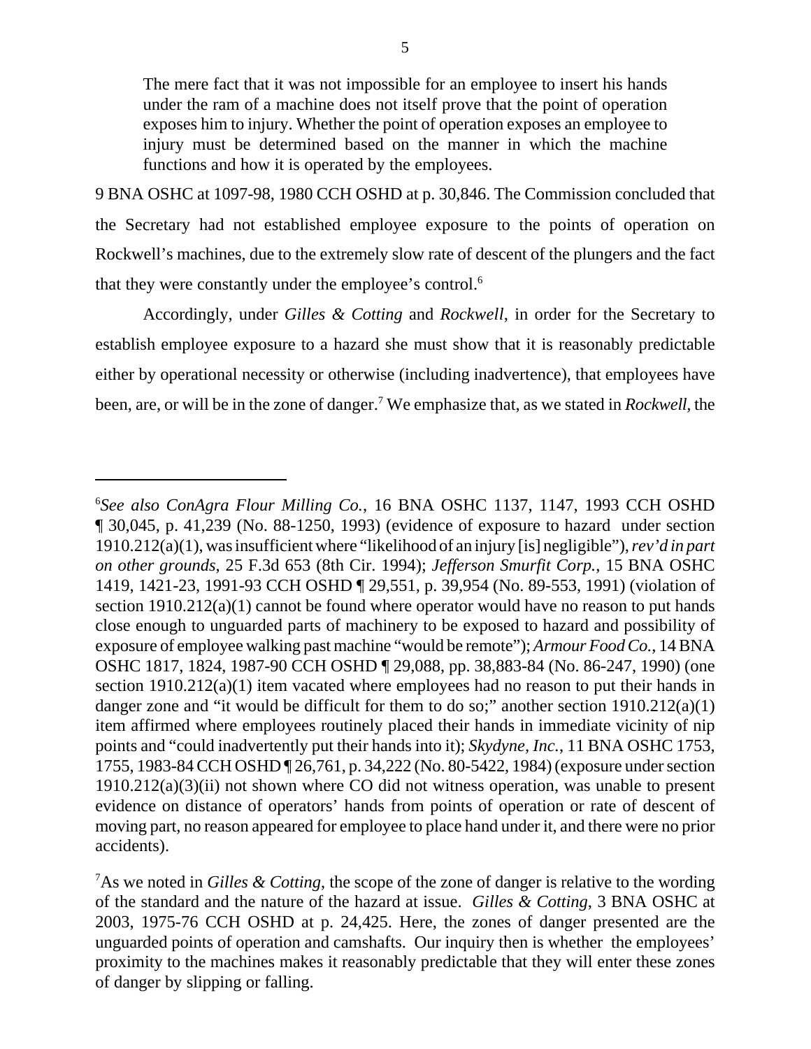> The mere fact that it was not impossible for an employee to insert his hands under the ram of a machine does not itself prove that the point of operation exposes him to injury. Whether the point of operation exposes an employee to injury must be determined based on the manner in which the machine functions and how it is operated by the employees.

9 BNA OSHC at 1097-98, 1980 CCH OSHD at p. 30,846. The Commission concluded that the Secretary had not established employee exposure to the points of operation on Rockwell's machines, due to the extremely slow rate of descent of the plungers and the fact that they were constantly under the employee's control.[6]

Accordingly, under *Gilles & Cotting* and *Rockwell*, in order for the Secretary to establish employee exposure to a hazard she must show that it is reasonably predictable either by operational necessity or otherwise (including inadvertence), that employees have been, are, or will be in the zone of danger.[7] We emphasize that, as we stated in *Rockwell*, the

---

[6]*See also ConAgra Flour Milling Co.*, 16 BNA OSHC 1137, 1147, 1993 CCH OSHD ¶ 30,045, p. 41,239 (No. 88-1250, 1993) (evidence of exposure to hazard under section 1910.212(a)(1), was insufficient where "likelihood of an injury [is] negligible"), *rev'd in part on other grounds*, 25 F.3d 653 (8th Cir. 1994); *Jefferson Smurfit Corp.*, 15 BNA OSHC 1419, 1421-23, 1991-93 CCH OSHD ¶ 29,551, p. 39,954 (No. 89-553, 1991) (violation of section 1910.212(a)(1) cannot be found where operator would have no reason to put hands close enough to unguarded parts of machinery to be exposed to hazard and possibility of exposure of employee walking past machine "would be remote"); *Armour Food Co.*, 14 BNA OSHC 1817, 1824, 1987-90 CCH OSHD ¶ 29,088, pp. 38,883-84 (No. 86-247, 1990) (one section 1910.212(a)(1) item vacated where employees had no reason to put their hands in danger zone and "it would be difficult for them to do so;" another section 1910.212(a)(1) item affirmed where employees routinely placed their hands in immediate vicinity of nip points and "could inadvertently put their hands into it); *Skydyne, Inc.*, 11 BNA OSHC 1753, 1755, 1983-84 CCH OSHD ¶ 26,761, p. 34,222 (No. 80-5422, 1984) (exposure under section 1910.212(a)(3)(ii) not shown where CO did not witness operation, was unable to present evidence on distance of operators' hands from points of operation or rate of descent of moving part, no reason appeared for employee to place hand under it, and there were no prior accidents).

[7]As we noted in *Gilles & Cotting*, the scope of the zone of danger is relative to the wording of the standard and the nature of the hazard at issue. *Gilles & Cotting*, 3 BNA OSHC at 2003, 1975-76 CCH OSHD at p. 24,425. Here, the zones of danger presented are the unguarded points of operation and camshafts. Our inquiry then is whether the employees' proximity to the machines makes it reasonably predictable that they will enter these zones of danger by slipping or falling.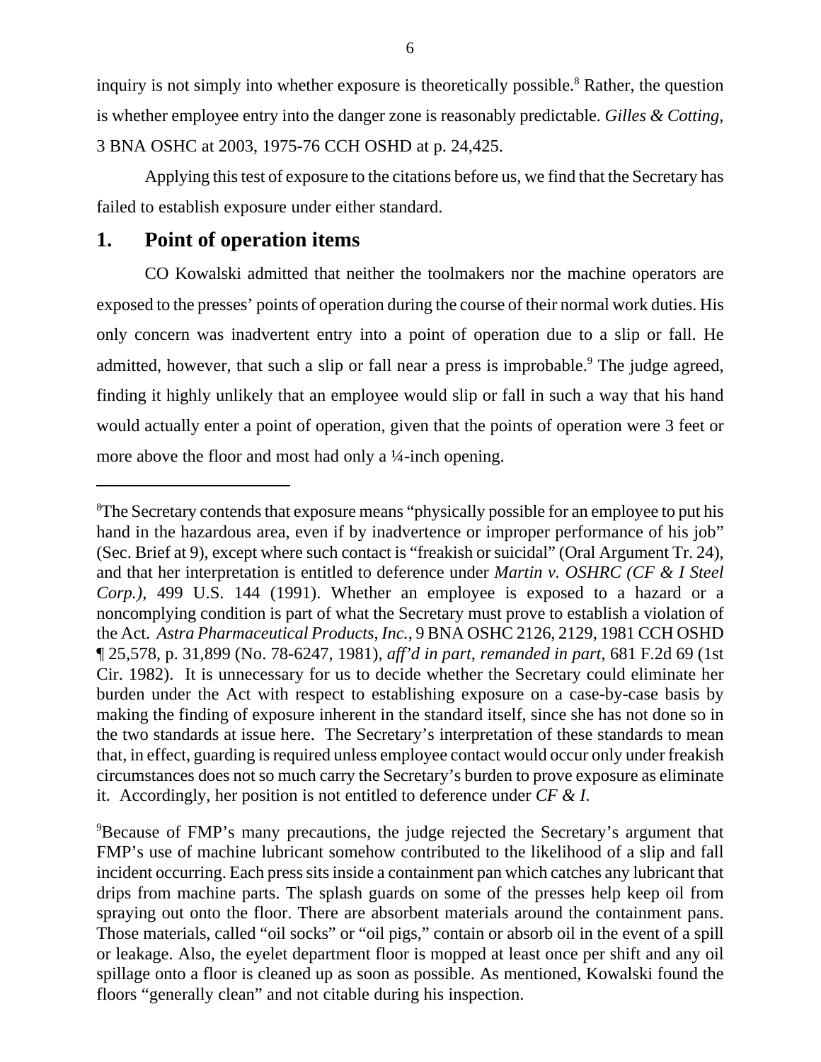inquiry is not simply into whether exposure is theoretically possible.[8] Rather, the question is whether employee entry into the danger zone is reasonably predictable. *Gilles & Cotting*, 3 BNA OSHC at 2003, 1975-76 CCH OSHD at p. 24,425.

Applying this test of exposure to the citations before us, we find that the Secretary has failed to establish exposure under either standard.

## 1. Point of operation items

CO Kowalski admitted that neither the toolmakers nor the machine operators are exposed to the presses' points of operation during the course of their normal work duties. His only concern was inadvertent entry into a point of operation due to a slip or fall. He admitted, however, that such a slip or fall near a press is improbable.[9] The judge agreed, finding it highly unlikely that an employee would slip or fall in such a way that his hand would actually enter a point of operation, given that the points of operation were 3 feet or more above the floor and most had only a ¼-inch opening.

---

[8]The Secretary contends that exposure means "physically possible for an employee to put his hand in the hazardous area, even if by inadvertence or improper performance of his job" (Sec. Brief at 9), except where such contact is "freakish or suicidal" (Oral Argument Tr. 24), and that her interpretation is entitled to deference under *Martin v. OSHRC (CF & I Steel Corp.)*, 499 U.S. 144 (1991). Whether an employee is exposed to a hazard or a noncomplying condition is part of what the Secretary must prove to establish a violation of the Act. *Astra Pharmaceutical Products, Inc.*, 9 BNA OSHC 2126, 2129, 1981 CCH OSHD ¶ 25,578, p. 31,899 (No. 78-6247, 1981), *aff'd in part*, *remanded in part*, 681 F.2d 69 (1st Cir. 1982). It is unnecessary for us to decide whether the Secretary could eliminate her burden under the Act with respect to establishing exposure on a case-by-case basis by making the finding of exposure inherent in the standard itself, since she has not done so in the two standards at issue here. The Secretary's interpretation of these standards to mean that, in effect, guarding is required unless employee contact would occur only under freakish circumstances does not so much carry the Secretary's burden to prove exposure as eliminate it. Accordingly, her position is not entitled to deference under *CF & I*.

[9]Because of FMP's many precautions, the judge rejected the Secretary's argument that FMP's use of machine lubricant somehow contributed to the likelihood of a slip and fall incident occurring. Each press sits inside a containment pan which catches any lubricant that drips from machine parts. The splash guards on some of the presses help keep oil from spraying out onto the floor. There are absorbent materials around the containment pans. Those materials, called "oil socks" or "oil pigs," contain or absorb oil in the event of a spill or leakage. Also, the eyelet department floor is mopped at least once per shift and any oil spillage onto a floor is cleaned up as soon as possible. As mentioned, Kowalski found the floors "generally clean" and not citable during his inspection.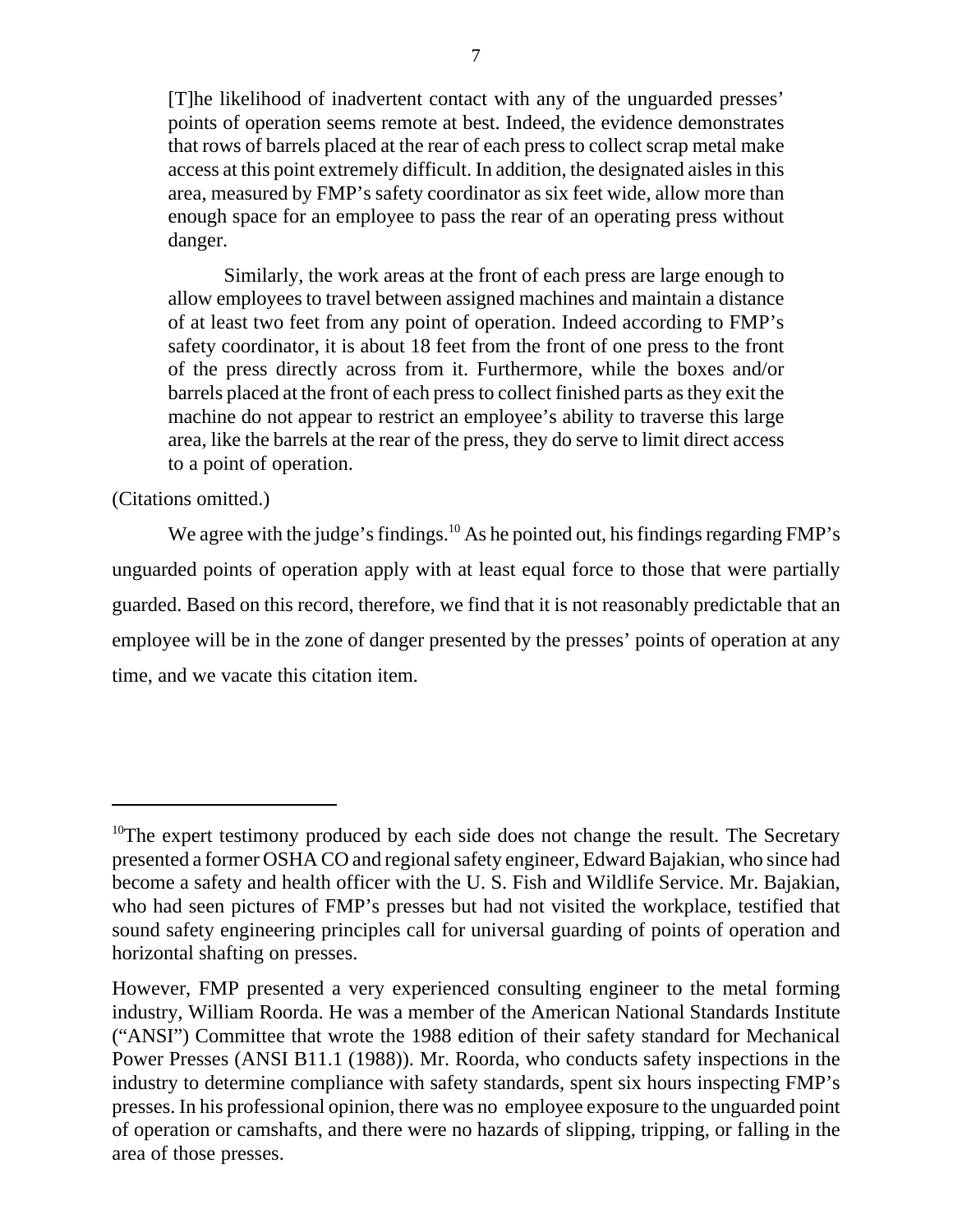> [T]he likelihood of inadvertent contact with any of the unguarded presses' points of operation seems remote at best. Indeed, the evidence demonstrates that rows of barrels placed at the rear of each press to collect scrap metal make access at this point extremely difficult. In addition, the designated aisles in this area, measured by FMP's safety coordinator as six feet wide, allow more than enough space for an employee to pass the rear of an operating press without danger.
>
> Similarly, the work areas at the front of each press are large enough to allow employees to travel between assigned machines and maintain a distance of at least two feet from any point of operation. Indeed according to FMP's safety coordinator, it is about 18 feet from the front of one press to the front of the press directly across from it. Furthermore, while the boxes and/or barrels placed at the front of each press to collect finished parts as they exit the machine do not appear to restrict an employee's ability to traverse this large area, like the barrels at the rear of the press, they do serve to limit direct access to a point of operation.

(Citations omitted.)

We agree with the judge's findings.[10] As he pointed out, his findings regarding FMP's unguarded points of operation apply with at least equal force to those that were partially guarded. Based on this record, therefore, we find that it is not reasonably predictable that an employee will be in the zone of danger presented by the presses' points of operation at any time, and we vacate this citation item.

---

[10]The expert testimony produced by each side does not change the result. The Secretary presented a former OSHA CO and regional safety engineer, Edward Bajakian, who since had become a safety and health officer with the U. S. Fish and Wildlife Service. Mr. Bajakian, who had seen pictures of FMP's presses but had not visited the workplace, testified that sound safety engineering principles call for universal guarding of points of operation and horizontal shafting on presses.

However, FMP presented a very experienced consulting engineer to the metal forming industry, William Roorda. He was a member of the American National Standards Institute ("ANSI") Committee that wrote the 1988 edition of their safety standard for Mechanical Power Presses (ANSI B11.1 (1988)). Mr. Roorda, who conducts safety inspections in the industry to determine compliance with safety standards, spent six hours inspecting FMP's presses. In his professional opinion, there was no employee exposure to the unguarded point of operation or camshafts, and there were no hazards of slipping, tripping, or falling in the area of those presses.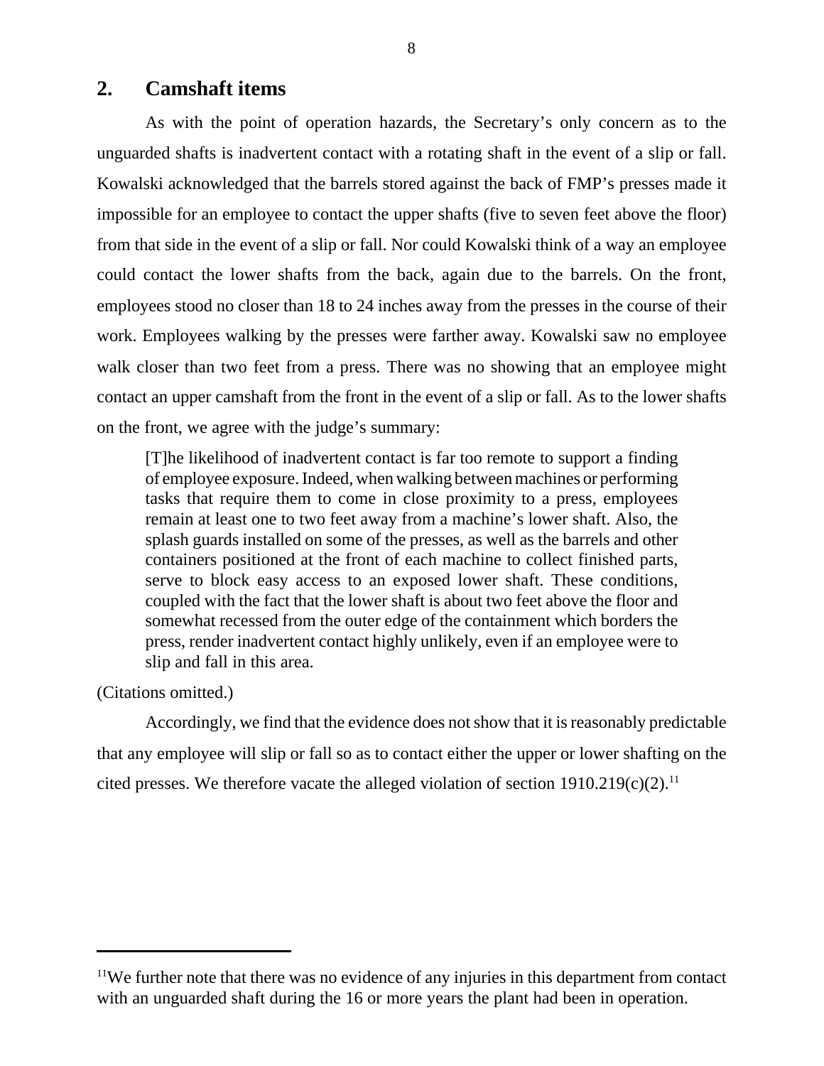## 2. Camshaft items

As with the point of operation hazards, the Secretary's only concern as to the unguarded shafts is inadvertent contact with a rotating shaft in the event of a slip or fall. Kowalski acknowledged that the barrels stored against the back of FMP's presses made it impossible for an employee to contact the upper shafts (five to seven feet above the floor) from that side in the event of a slip or fall. Nor could Kowalski think of a way an employee could contact the lower shafts from the back, again due to the barrels. On the front, employees stood no closer than 18 to 24 inches away from the presses in the course of their work. Employees walking by the presses were farther away. Kowalski saw no employee walk closer than two feet from a press. There was no showing that an employee might contact an upper camshaft from the front in the event of a slip or fall. As to the lower shafts on the front, we agree with the judge's summary:

> [T]he likelihood of inadvertent contact is far too remote to support a finding of employee exposure. Indeed, when walking between machines or performing tasks that require them to come in close proximity to a press, employees remain at least one to two feet away from a machine's lower shaft. Also, the splash guards installed on some of the presses, as well as the barrels and other containers positioned at the front of each machine to collect finished parts, serve to block easy access to an exposed lower shaft. These conditions, coupled with the fact that the lower shaft is about two feet above the floor and somewhat recessed from the outer edge of the containment which borders the press, render inadvertent contact highly unlikely, even if an employee were to slip and fall in this area.

(Citations omitted.)

Accordingly, we find that the evidence does not show that it is reasonably predictable that any employee will slip or fall so as to contact either the upper or lower shafting on the cited presses. We therefore vacate the alleged violation of section 1910.219(c)(2).[11]

---

[11]We further note that there was no evidence of any injuries in this department from contact with an unguarded shaft during the 16 or more years the plant had been in operation.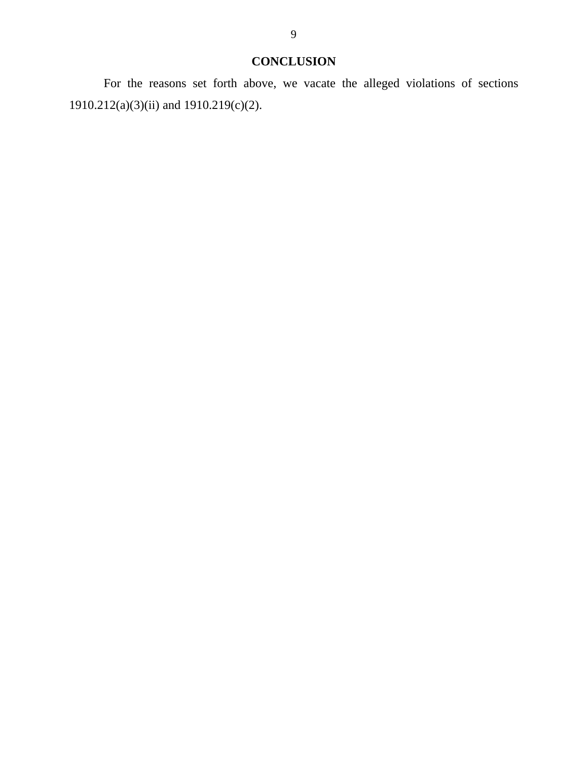## CONCLUSION

For the reasons set forth above, we vacate the alleged violations of sections 1910.212(a)(3)(ii) and 1910.219(c)(2).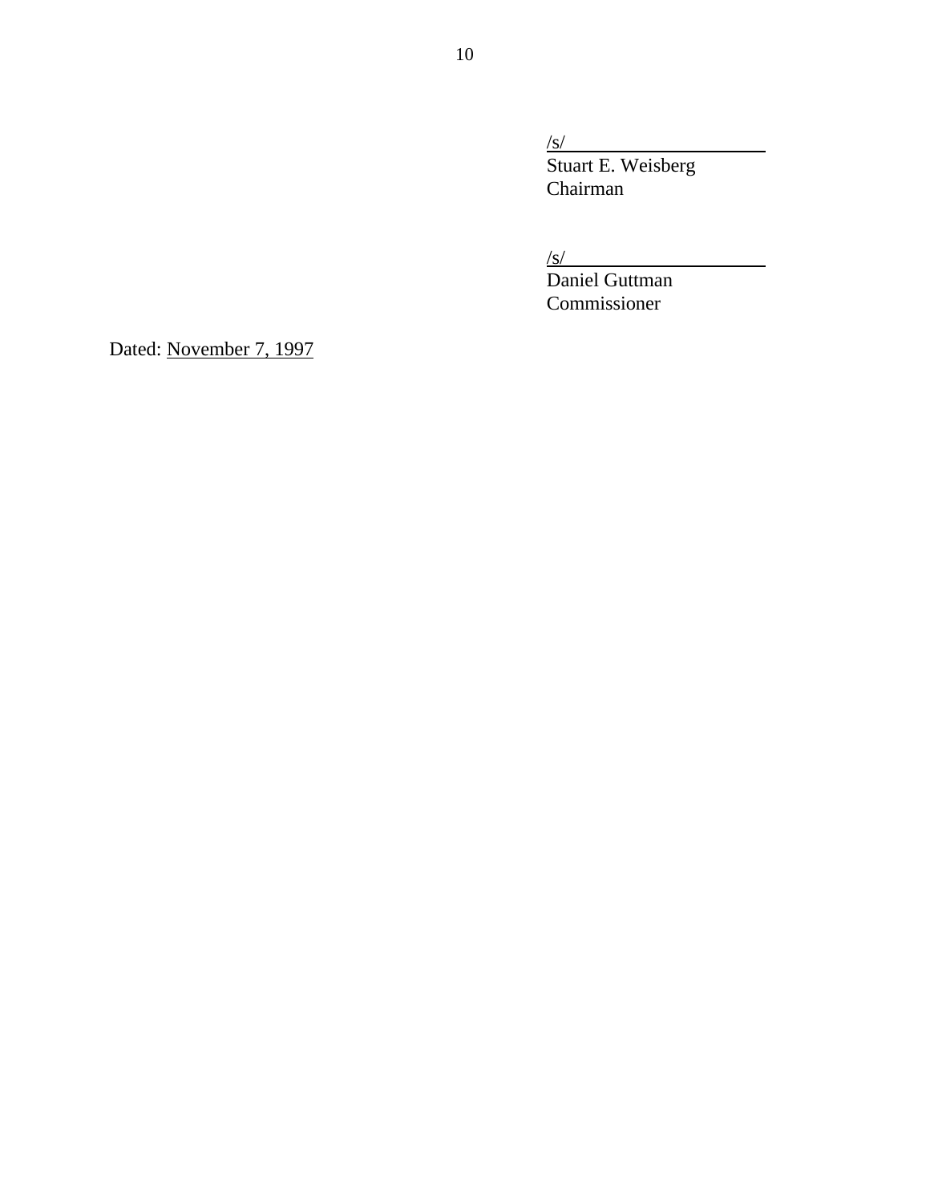/s/
Stuart E. Weisberg
Chairman

/s/
Daniel Guttman
Commissioner

Dated: November 7, 1997